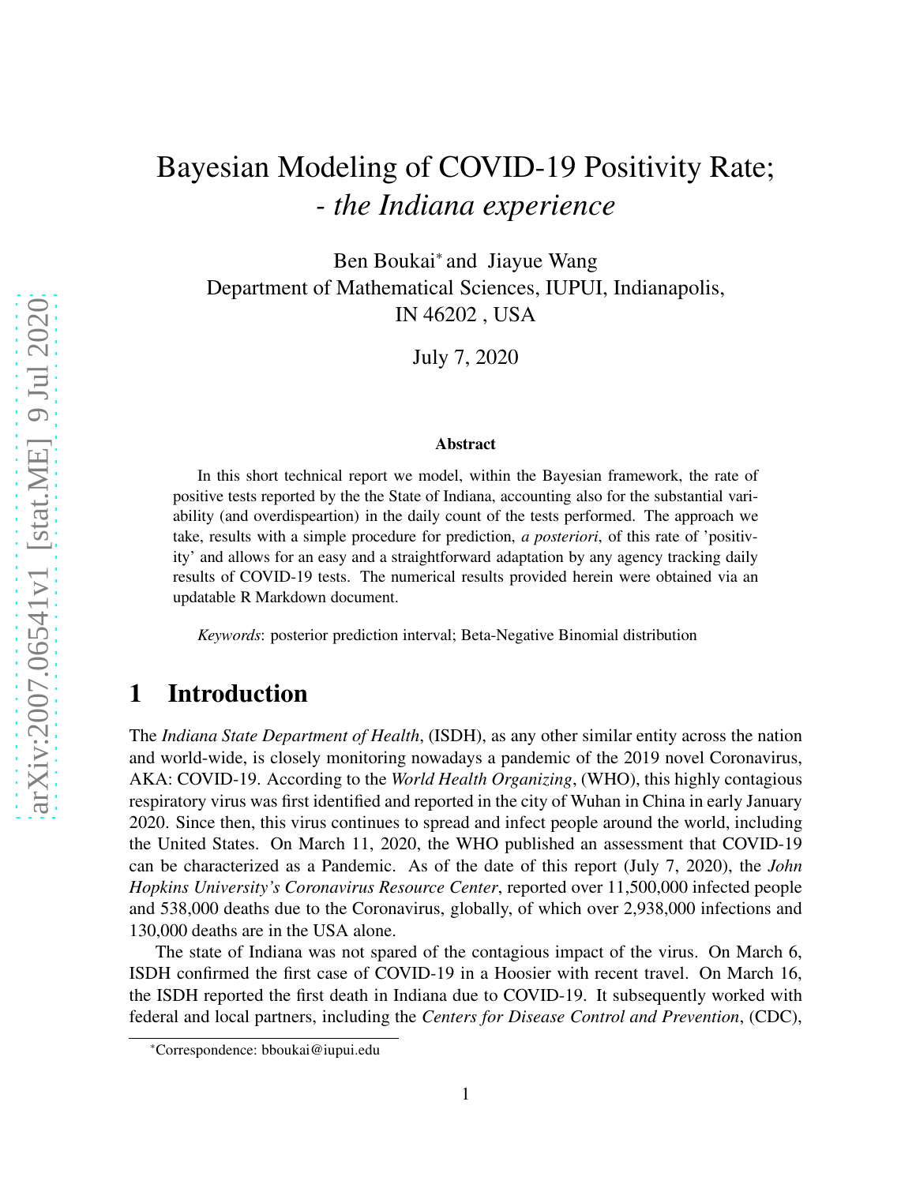# Bayesian Modeling of COVID-19 Positivity Rate; - *the Indiana experience*

Ben Boukai* and Jiayue Wang
Department of Mathematical Sciences, IUPUI, Indianapolis, IN 46202 , USA

July 7, 2020

### Abstract

In this short technical report we model, within the Bayesian framework, the rate of positive tests reported by the the State of Indiana, accounting also for the substantial variability (and overdispeartion) in the daily count of the tests performed. The approach we take, results with a simple procedure for prediction, *a posteriori*, of this rate of 'positivity' and allows for an easy and a straightforward adaptation by any agency tracking daily results of COVID-19 tests. The numerical results provided herein were obtained via an updatable R Markdown document.

*Keywords*: posterior prediction interval; Beta-Negative Binomial distribution

## 1 Introduction

The *Indiana State Department of Health*, (ISDH), as any other similar entity across the nation and world-wide, is closely monitoring nowadays a pandemic of the 2019 novel Coronavirus, AKA: COVID-19. According to the *World Health Organizing*, (WHO), this highly contagious respiratory virus was first identified and reported in the city of Wuhan in China in early January 2020. Since then, this virus continues to spread and infect people around the world, including the United States. On March 11, 2020, the WHO published an assessment that COVID-19 can be characterized as a Pandemic. As of the date of this report (July 7, 2020), the *John Hopkins University's Coronavirus Resource Center*, reported over 11,500,000 infected people and 538,000 deaths due to the Coronavirus, globally, of which over 2,938,000 infections and 130,000 deaths are in the USA alone.

The state of Indiana was not spared of the contagious impact of the virus. On March 6, ISDH confirmed the first case of COVID-19 in a Hoosier with recent travel. On March 16, the ISDH reported the first death in Indiana due to COVID-19. It subsequently worked with federal and local partners, including the *Centers for Disease Control and Prevention*, (CDC),

*Correspondence: bboukai@iupui.edu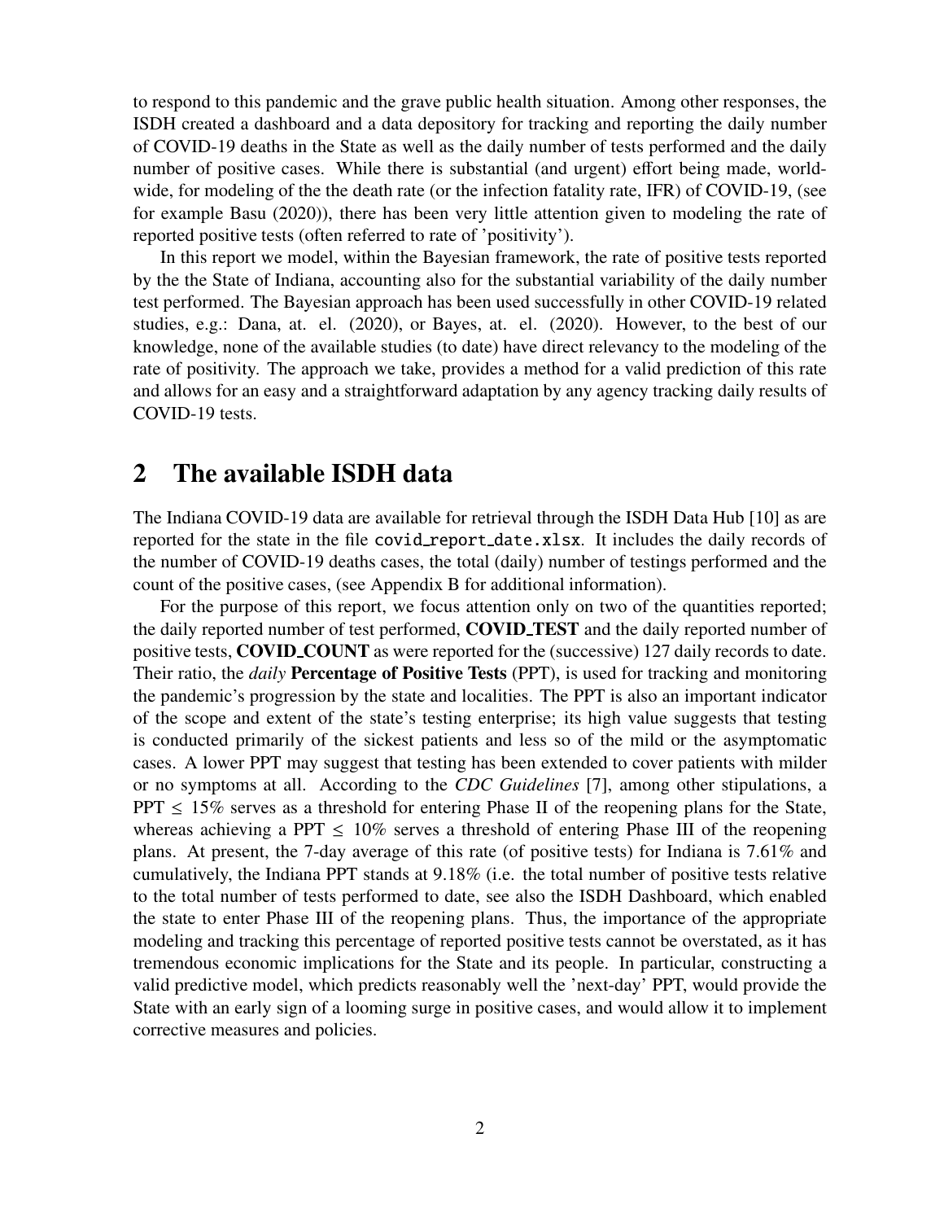to respond to this pandemic and the grave public health situation. Among other responses, the ISDH created a dashboard and a data depository for tracking and reporting the daily number of COVID-19 deaths in the State as well as the daily number of tests performed and the daily number of positive cases. While there is substantial (and urgent) effort being made, world-wide, for modeling of the the death rate (or the infection fatality rate, IFR) of COVID-19, (see for example Basu (2020)), there has been very little attention given to modeling the rate of reported positive tests (often referred to rate of 'positivity').

In this report we model, within the Bayesian framework, the rate of positive tests reported by the the State of Indiana, accounting also for the substantial variability of the daily number test performed. The Bayesian approach has been used successfully in other COVID-19 related studies, e.g.: Dana, at. el. (2020), or Bayes, at. el. (2020). However, to the best of our knowledge, none of the available studies (to date) have direct relevancy to the modeling of the rate of positivity. The approach we take, provides a method for a valid prediction of this rate and allows for an easy and a straightforward adaptation by any agency tracking daily results of COVID-19 tests.

## 2 The available ISDH data

The Indiana COVID-19 data are available for retrieval through the ISDH Data Hub [10] as are reported for the state in the file `covid_report_date.xlsx`. It includes the daily records of the number of COVID-19 deaths cases, the total (daily) number of testings performed and the count of the positive cases, (see Appendix B for additional information).

For the purpose of this report, we focus attention only on two of the quantities reported; the daily reported number of test performed, **COVID_TEST** and the daily reported number of positive tests, **COVID_COUNT** as were reported for the (successive) 127 daily records to date. Their ratio, the *daily* **Percentage of Positive Tests** (PPT), is used for tracking and monitoring the pandemic's progression by the state and localities. The PPT is also an important indicator of the scope and extent of the state's testing enterprise; its high value suggests that testing is conducted primarily of the sickest patients and less so of the mild or the asymptomatic cases. A lower PPT may suggest that testing has been extended to cover patients with milder or no symptoms at all. According to the *CDC Guidelines* [7], among other stipulations, a PPT $\leq$ 15% serves as a threshold for entering Phase II of the reopening plans for the State, whereas achieving a PPT $\leq$ 10% serves a threshold of entering Phase III of the reopening plans. At present, the 7-day average of this rate (of positive tests) for Indiana is 7.61% and cumulatively, the Indiana PPT stands at 9.18% (i.e. the total number of positive tests relative to the total number of tests performed to date, see also the ISDH Dashboard, which enabled the state to enter Phase III of the reopening plans. Thus, the importance of the appropriate modeling and tracking this percentage of reported positive tests cannot be overstated, as it has tremendous economic implications for the State and its people. In particular, constructing a valid predictive model, which predicts reasonably well the 'next-day' PPT, would provide the State with an early sign of a looming surge in positive cases, and would allow it to implement corrective measures and policies.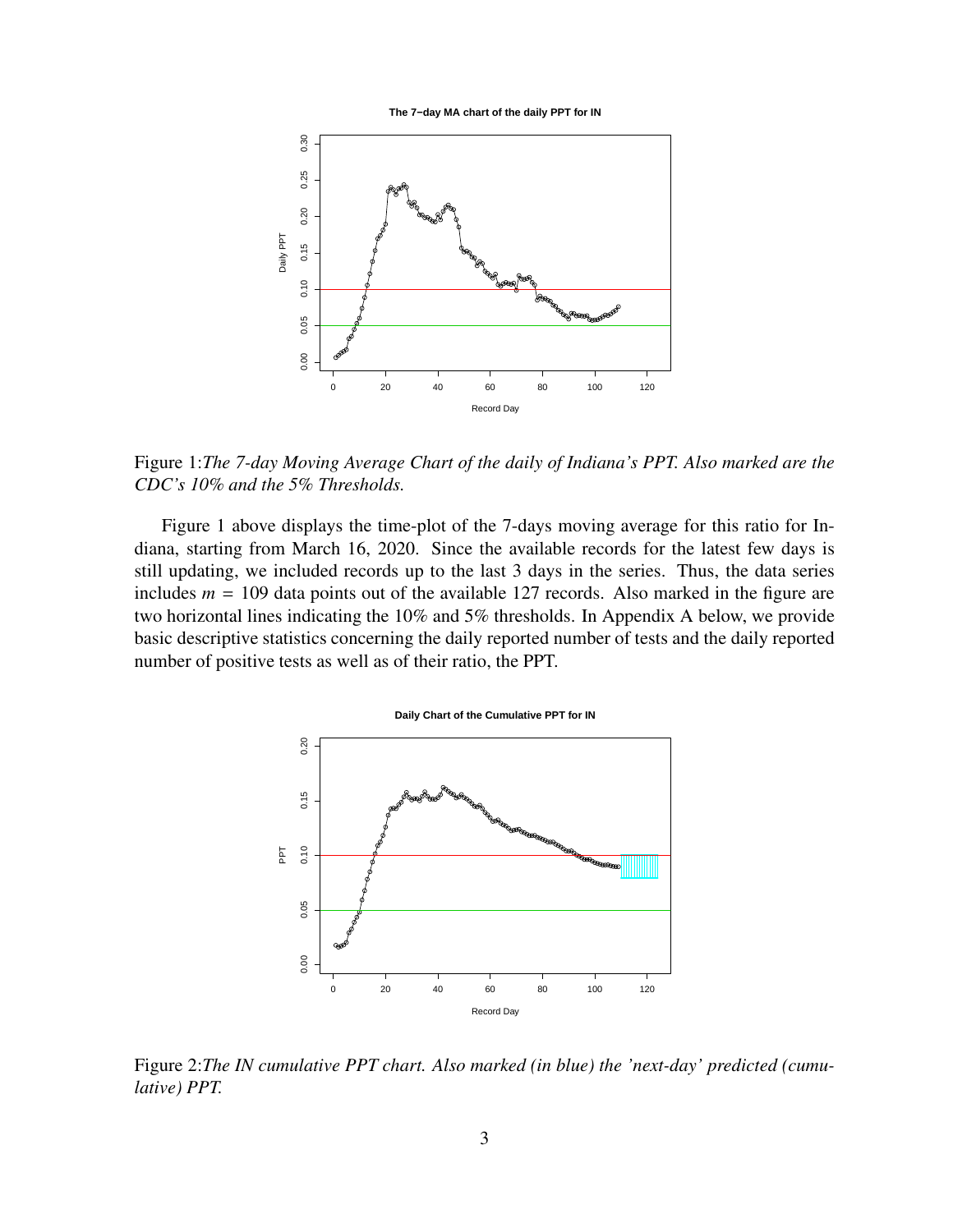The 7−day MA chart of the daily PPT for IN

Daily PPT

0.00 0.05 0.10 0.15 0.20 0.25 0.30

0 20 40 60 80 100 120

Record Day

Figure 1:*The 7-day Moving Average Chart of the daily of Indiana's PPT. Also marked are the CDC's 10% and the 5% Thresholds.*

Figure 1 above displays the time-plot of the 7-days moving average for this ratio for Indiana, starting from March 16, 2020. Since the available records for the latest few days is still updating, we included records up to the last 3 days in the series. Thus, the data series includes $m = 109$ data points out of the available 127 records. Also marked in the figure are two horizontal lines indicating the 10% and 5% thresholds. In Appendix A below, we provide basic descriptive statistics concerning the daily reported number of tests and the daily reported number of positive tests as well as of their ratio, the PPT.

Daily Chart of the Cumulative PPT for IN

PPT

0.00 0.05 0.10 0.15 0.20

0 20 40 60 80 100 120

Record Day

Figure 2:*The IN cumulative PPT chart. Also marked (in blue) the 'next-day' predicted (cumulative) PPT.*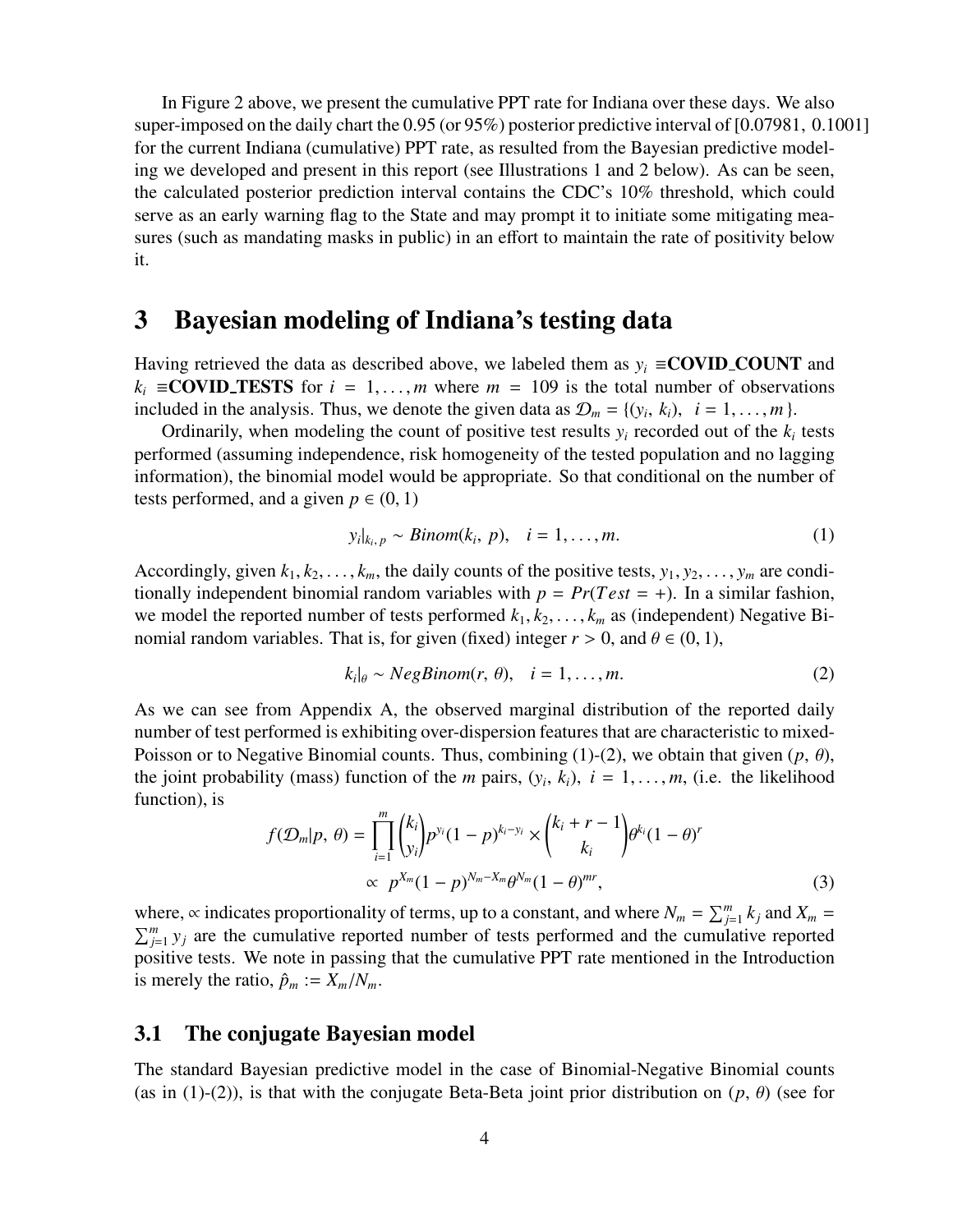In Figure 2 above, we present the cumulative PPT rate for Indiana over these days. We also super-imposed on the daily chart the 0.95 (or 95%) posterior predictive interval of $[0.07981,\ 0.1001]$ for the current Indiana (cumulative) PPT rate, as resulted from the Bayesian predictive modeling we developed and present in this report (see Illustrations 1 and 2 below). As can be seen, the calculated posterior prediction interval contains the CDC's 10% threshold, which could serve as an early warning flag to the State and may prompt it to initiate some mitigating measures (such as mandating masks in public) in an effort to maintain the rate of positivity below it.

# 3 Bayesian modeling of Indiana's testing data

Having retrieved the data as described above, we labeled them as $y_i \equiv$ **COVID_COUNT** and $k_i \equiv$ **COVID_TESTS** for $i = 1, \ldots, m$ where $m = 109$ is the total number of observations included in the analysis. Thus, we denote the given data as $\mathcal{D}_m = \{(y_i,\ k_i),\ \ i = 1, \ldots, m\}$.

Ordinarily, when modeling the count of positive test results $y_i$ recorded out of the $k_i$ tests performed (assuming independence, risk homogeneity of the tested population and no lagging information), the binomial model would be appropriate. So that conditional on the number of tests performed, and a given $p \in (0, 1)$

$$y_i|_{k_i,\, p} \sim Binom(k_i,\ p), \quad i = 1, \ldots, m. \tag{1}$$

Accordingly, given $k_1, k_2, \ldots, k_m$, the daily counts of the positive tests, $y_1, y_2, \ldots, y_m$ are conditionally independent binomial random variables with $p = Pr(Test = +)$. In a similar fashion, we model the reported number of tests performed $k_1, k_2, \ldots, k_m$ as (independent) Negative Binomial random variables. That is, for given (fixed) integer $r > 0$, and $\theta \in (0, 1)$,

$$k_i|_\theta \sim NegBinom(r,\ \theta), \quad i = 1, \ldots, m. \tag{2}$$

As we can see from Appendix A, the observed marginal distribution of the reported daily number of test performed is exhibiting over-dispersion features that are characteristic to mixed-Poisson or to Negative Binomial counts. Thus, combining (1)-(2), we obtain that given $(p,\ \theta)$, the joint probability (mass) function of the $m$ pairs, $(y_i,\ k_i),\ i = 1, \ldots, m$, (i.e. the likelihood function), is

$$\begin{aligned} f(\mathcal{D}_m|p,\ \theta) &= \prod_{i=1}^{m} \binom{k_i}{y_i} p^{y_i}(1-p)^{k_i - y_i} \times \binom{k_i + r - 1}{k_i} \theta^{k_i}(1-\theta)^r \\ &\propto\ p^{X_m}(1-p)^{N_m - X_m}\theta^{N_m}(1-\theta)^{mr}, \end{aligned} \tag{3}$$

where, $\propto$ indicates proportionality of terms, up to a constant, and where $N_m = \sum_{j=1}^{m} k_j$ and $X_m = \sum_{j=1}^{m} y_j$ are the cumulative reported number of tests performed and the cumulative reported positive tests. We note in passing that the cumulative PPT rate mentioned in the Introduction is merely the ratio, $\hat{p}_m := X_m/N_m$.

## 3.1 The conjugate Bayesian model

The standard Bayesian predictive model in the case of Binomial-Negative Binomial counts (as in (1)-(2)), is that with the conjugate Beta-Beta joint prior distribution on $(p,\ \theta)$ (see for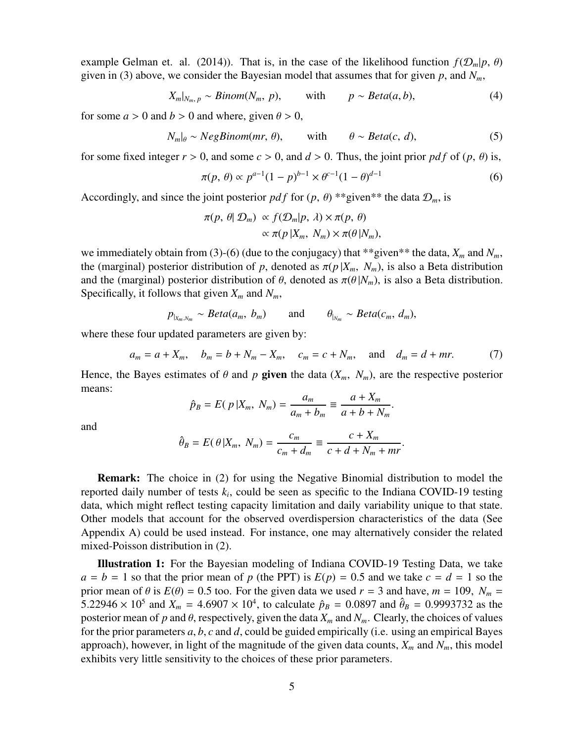example Gelman et. al. (2014)). That is, in the case of the likelihood function $f(\mathcal{D}_m|p,\, \theta)$ given in (3) above, we consider the Bayesian model that assumes that for given $p$, and $N_m$,

$$X_m|_{N_m,\,p} \sim Binom(N_m,\; p), \qquad \text{with} \qquad p \sim Beta(a, b), \tag{4}$$

for some $a > 0$ and $b > 0$ and where, given $\theta > 0$,

$$N_m|_{\theta} \sim NegBinom(mr,\; \theta), \qquad \text{with} \qquad \theta \sim Beta(c,\; d), \tag{5}$$

for some fixed integer $r > 0$, and some $c > 0$, and $d > 0$. Thus, the joint prior $pdf$ of $(p,\, \theta)$ is,

$$\pi(p,\; \theta) \propto p^{a-1}(1-p)^{b-1} \times \theta^{c-1}(1-\theta)^{d-1} \tag{6}$$

Accordingly, and since the joint posterior $pdf$ for $(p,\, \theta)$ **given** the data $\mathcal{D}_m$, is

$$\begin{aligned} \pi(p,\; \theta|\; \mathcal{D}_m) \; &\propto f(\mathcal{D}_m|p,\; \lambda) \times \pi(p,\; \theta) \\ &\propto \pi(p\,|X_m,\; N_m) \times \pi(\theta\,|N_m), \end{aligned}$$

we immediately obtain from (3)-(6) (due to the conjugacy) that **given** the data, $X_m$ and $N_m$, the (marginal) posterior distribution of $p$, denoted as $\pi(p\,|X_m,\; N_m)$, is also a Beta distribution and the (marginal) posterior distribution of $\theta$, denoted as $\pi(\theta\,|N_m)$, is also a Beta distribution. Specifically, it follows that given $X_m$ and $N_m$,

$$p_{|_{X_m, N_m}} \sim Beta(a_m,\; b_m) \qquad \text{and} \qquad \theta_{|_{N_m}} \sim Beta(c_m,\; d_m),$$

where these four updated parameters are given by:

$$a_m = a + X_m, \quad b_m = b + N_m - X_m, \quad c_m = c + N_m, \quad \text{and} \quad d_m = d + mr. \tag{7}$$

Hence, the Bayes estimates of $\theta$ and $p$ **given** the data $(X_m,\; N_m)$, are the respective posterior means:

$$\hat{p}_B = E(\,p\,|X_m,\; N_m) = \frac{a_m}{a_m + b_m} \equiv \frac{a + X_m}{a + b + N_m}.$$

and

$$\hat{\theta}_B = E(\,\theta\,|X_m,\; N_m) = \frac{c_m}{c_m + d_m} \equiv \frac{c + X_m}{c + d + N_m + mr}.$$

**Remark:** The choice in (2) for using the Negative Binomial distribution to model the reported daily number of tests $k_i$, could be seen as specific to the Indiana COVID-19 testing data, which might reflect testing capacity limitation and daily variability unique to that state. Other models that account for the observed overdispersion characteristics of the data (See Appendix A) could be used instead. For instance, one may alternatively consider the related mixed-Poisson distribution in (2).

**Illustration 1:** For the Bayesian modeling of Indiana COVID-19 Testing Data, we take $a = b = 1$ so that the prior mean of $p$ (the PPT) is $E(p) = 0.5$ and we take $c = d = 1$ so the prior mean of $\theta$ is $E(\theta) = 0.5$ too. For the given data we used $r = 3$ and have, $m = 109$, $N_m = 5.22946 \times 10^5$ and $X_m = 4.6907 \times 10^4$, to calculate $\hat{p}_B = 0.0897$ and $\hat{\theta}_B = 0.9993732$ as the posterior mean of $p$ and $\theta$, respectively, given the data $X_m$ and $N_m$. Clearly, the choices of values for the prior parameters $a, b, c$ and $d$, could be guided empirically (i.e. using an empirical Bayes approach), however, in light of the magnitude of the given data counts, $X_m$ and $N_m$, this model exhibits very little sensitivity to the choices of these prior parameters.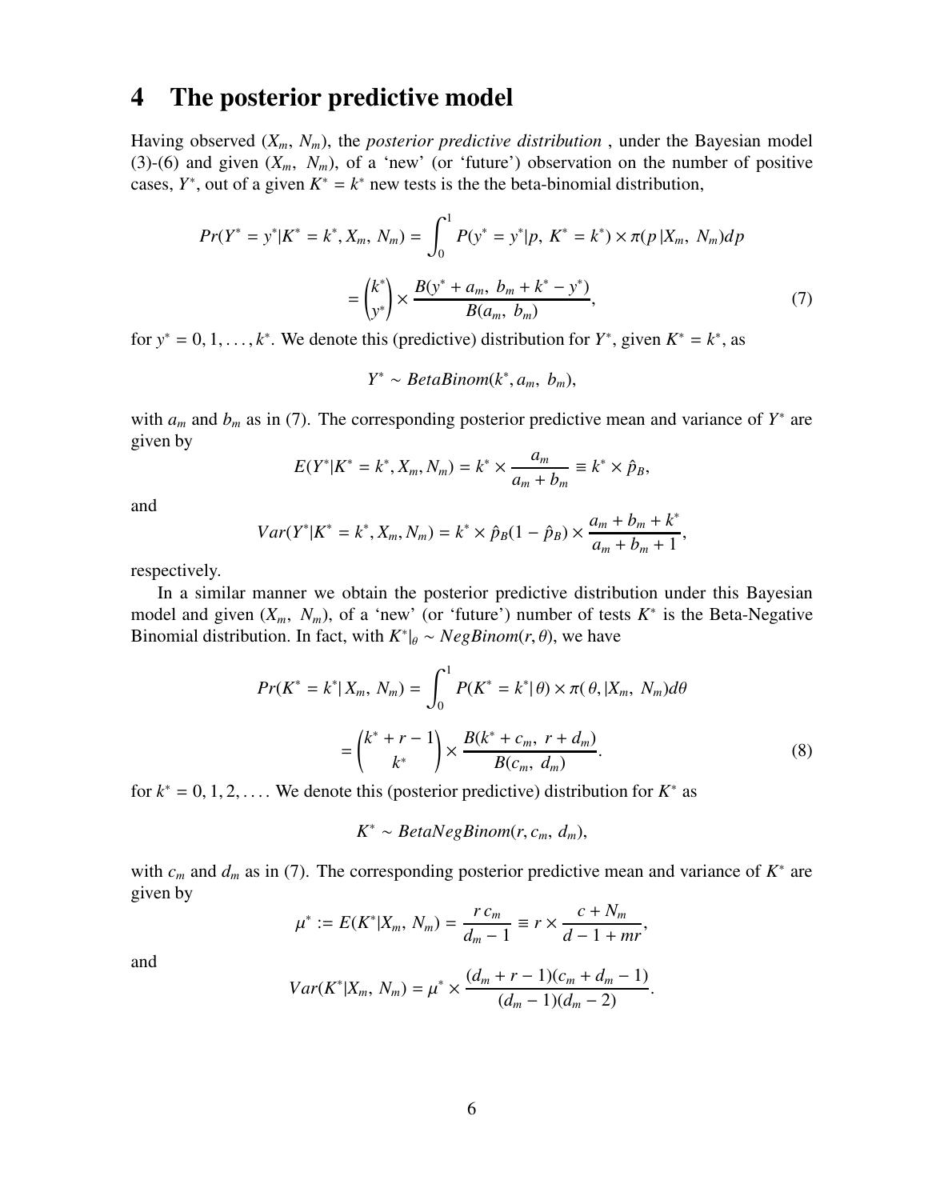# 4 The posterior predictive model

Having observed $(X_m, N_m)$, the *posterior predictive distribution* , under the Bayesian model (3)-(6) and given $(X_m,\ N_m)$, of a 'new' (or 'future') observation on the number of positive cases, $Y^*$, out of a given $K^* = k^*$ new tests is the the beta-binomial distribution,

$$
Pr(Y^* = y^*|K^* = k^*, X_m,\ N_m) = \int_0^1 P(y^* = y^*|p,\ K^* = k^*) \times \pi(p\,|X_m,\ N_m)dp
$$

$$
= \binom{k^*}{y^*} \times \frac{B(y^* + a_m,\ b_m + k^* - y^*)}{B(a_m,\ b_m)}, \tag{7}
$$

for $y^* = 0, 1, \ldots, k^*$. We denote this (predictive) distribution for $Y^*$, given $K^* = k^*$, as

$$
Y^* \sim BetaBinom(k^*, a_m,\ b_m),
$$

with $a_m$ and $b_m$ as in (7). The corresponding posterior predictive mean and variance of $Y^*$ are given by

$$
E(Y^*|K^* = k^*, X_m, N_m) = k^* \times \frac{a_m}{a_m + b_m} \equiv k^* \times \hat{p}_B,
$$

and

$$
Var(Y^*|K^* = k^*, X_m, N_m) = k^* \times \hat{p}_B(1 - \hat{p}_B) \times \frac{a_m + b_m + k^*}{a_m + b_m + 1},
$$

respectively.

In a similar manner we obtain the posterior predictive distribution under this Bayesian model and given $(X_m,\ N_m)$, of a 'new' (or 'future') number of tests $K^*$ is the Beta-Negative Binomial distribution. In fact, with $K^*|_\theta \sim NegBinom(r, \theta)$, we have

$$
Pr(K^* = k^*|\, X_m,\ N_m) = \int_0^1 P(K^* = k^*|\,\theta) \times \pi(\,\theta, |X_m,\ N_m)d\theta
$$

$$
= \binom{k^* + r - 1}{k^*} \times \frac{B(k^* + c_m,\ r + d_m)}{B(c_m,\ d_m)}. \tag{8}
$$

for $k^* = 0, 1, 2, \ldots$. We denote this (posterior predictive) distribution for $K^*$ as

$$
K^* \sim BetaNegBinom(r, c_m,\ d_m),
$$

with $c_m$ and $d_m$ as in (7). The corresponding posterior predictive mean and variance of $K^*$ are given by

$$
\mu^* := E(K^*|X_m,\ N_m) = \frac{r\, c_m}{d_m - 1} \equiv r \times \frac{c + N_m}{d - 1 + mr},
$$

and

$$
Var(K^*|X_m,\ N_m) = \mu^* \times \frac{(d_m + r - 1)(c_m + d_m - 1)}{(d_m - 1)(d_m - 2)}.
$$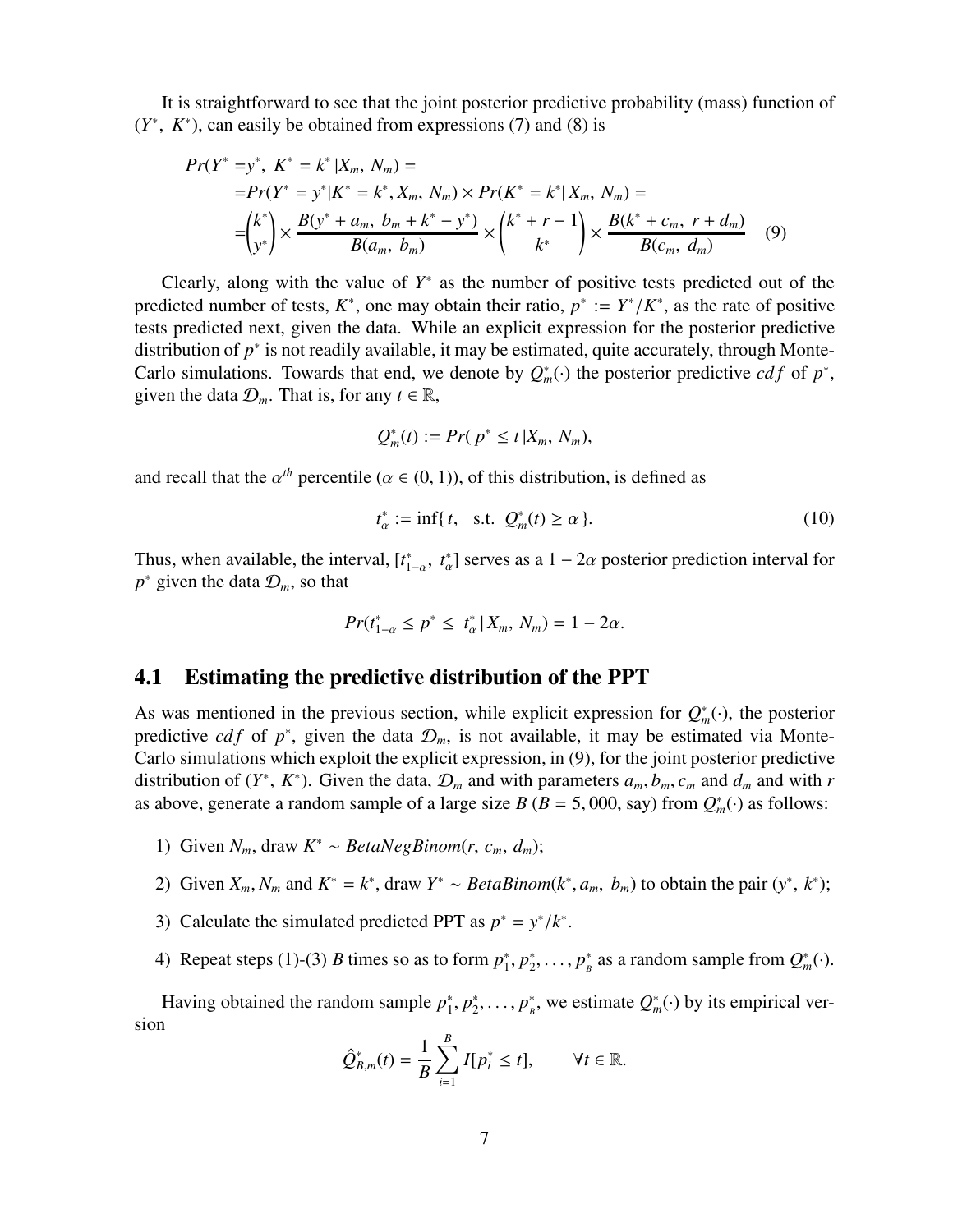It is straightforward to see that the joint posterior predictive probability (mass) function of $(Y^*,\ K^*)$, can easily be obtained from expressions (7) and (8) is

$$
\begin{aligned}
Pr(Y^* = &y^*,\ K^* = k^* | X_m,\ N_m) = \\
&= Pr(Y^* = y^* | K^* = k^*, X_m,\ N_m) \times Pr(K^* = k^* | X_m,\ N_m) = \\
&= \binom{k^*}{y^*} \times \frac{B(y^* + a_m,\ b_m + k^* - y^*)}{B(a_m,\ b_m)} \times \binom{k^* + r - 1}{k^*} \times \frac{B(k^* + c_m,\ r + d_m)}{B(c_m,\ d_m)} \qquad (9)
\end{aligned}
$$

Clearly, along with the value of $Y^*$ as the number of positive tests predicted out of the predicted number of tests, $K^*$, one may obtain their ratio, $p^* := Y^*/K^*$, as the rate of positive tests predicted next, given the data. While an explicit expression for the posterior predictive distribution of $p^*$ is not readily available, it may be estimated, quite accurately, through Monte-Carlo simulations. Towards that end, we denote by $Q^*_m(\cdot)$ the posterior predictive $cdf$ of $p^*$, given the data $\mathcal{D}_m$. That is, for any $t \in \mathbb{R}$,

$$
Q^*_m(t) := Pr(\ p^* \leq t | X_m,\ N_m),
$$

and recall that the $\alpha^{th}$ percentile ($\alpha \in (0, 1)$), of this distribution, is defined as

$$
t^*_\alpha := \inf\{\ t, \quad \text{s.t.}\ \ Q^*_m(t) \geq \alpha\ \}. \qquad (10)
$$

Thus, when available, the interval, $[t^*_{1-\alpha},\ t^*_\alpha]$ serves as a $1 - 2\alpha$ posterior prediction interval for $p^*$ given the data $\mathcal{D}_m$, so that

$$
Pr(t^*_{1-\alpha} \leq p^* \leq\ t^*_\alpha\, |\, X_m,\ N_m) = 1 - 2\alpha.
$$

## 4.1 Estimating the predictive distribution of the PPT

As was mentioned in the previous section, while explicit expression for $Q^*_m(\cdot)$, the posterior predictive $cdf$ of $p^*$, given the data $\mathcal{D}_m$, is not available, it may be estimated via Monte-Carlo simulations which exploit the explicit expression, in (9), for the joint posterior predictive distribution of $(Y^*,\ K^*)$. Given the data, $\mathcal{D}_m$ and with parameters $a_m, b_m, c_m$ and $d_m$ and with $r$ as above, generate a random sample of a large size $B$ ($B = 5,000$, say) from $Q^*_m(\cdot)$ as follows:

1) Given $N_m$, draw $K^* \sim BetaNegBinom(r,\ c_m,\ d_m)$;
2) Given $X_m, N_m$ and $K^* = k^*$, draw $Y^* \sim BetaBinom(k^*, a_m,\ b_m)$ to obtain the pair $(y^*,\ k^*)$;
3) Calculate the simulated predicted PPT as $p^* = y^*/k^*$.
4) Repeat steps (1)-(3) $B$ times so as to form $p^*_1, p^*_2, \ldots, p^*_B$ as a random sample from $Q^*_m(\cdot)$.

Having obtained the random sample $p^*_1, p^*_2, \ldots, p^*_B$, we estimate $Q^*_m(\cdot)$ by its empirical version

$$
\hat{Q}^*_{B,m}(t) = \frac{1}{B} \sum_{i=1}^{B} I[p^*_i \leq t], \qquad \forall t \in \mathbb{R}.
$$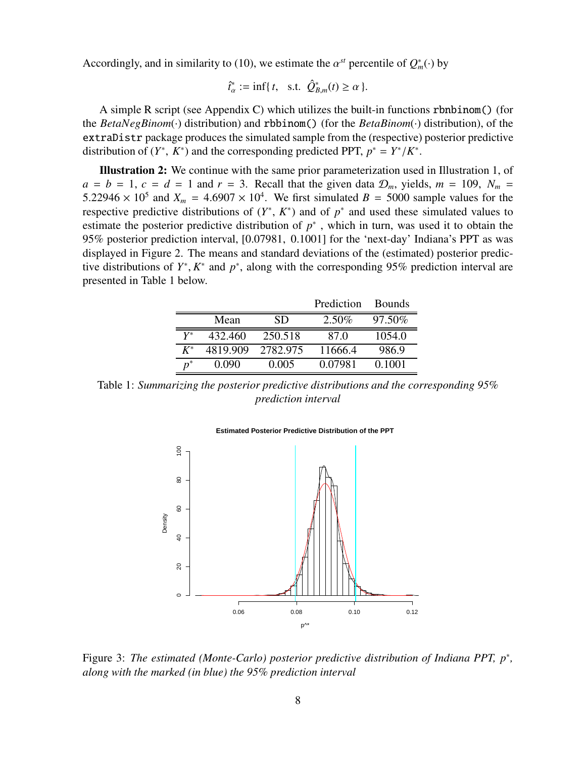Accordingly, and in similarity to (10), we estimate the $\alpha^{st}$ percentile of $Q_m^*(\cdot)$ by

$$\hat{t}_\alpha^* := \inf\{\, t, \quad \text{s.t.} \;\; \hat{Q}_{B,m}^*(t) \geq \alpha \,\}.$$

A simple R script (see Appendix C) which utilizes the built-in functions `rbnbinom()` (for the *BetaNegBinom*$(\cdot)$ distribution) and `rbbinom()` (for the *BetaBinom*$(\cdot)$ distribution), of the `extraDistr` package produces the simulated sample from the (respective) posterior predictive distribution of $(Y^*, K^*)$ and the corresponding predicted PPT, $p^* = Y^*/K^*$.

**Illustration 2:** We continue with the same prior parameterization used in Illustration 1, of $a = b = 1$, $c = d = 1$ and $r = 3$. Recall that the given data $\mathcal{D}_m$, yields, $m = 109$, $N_m = 5.22946 \times 10^5$ and $X_m = 4.6907 \times 10^4$. We first simulated $B = 5000$ sample values for the respective predictive distributions of $(Y^*, K^*)$ and of $p^*$ and used these simulated values to estimate the posterior predictive distribution of $p^*$ , which in turn, was used it to obtain the 95% posterior prediction interval, [0.07981, 0.1001] for the 'next-day' Indiana's PPT as was displayed in Figure 2. The means and standard deviations of the (estimated) posterior predictive distributions of $Y^*, K^*$ and $p^*$, along with the corresponding 95% prediction interval are presented in Table 1 below.

| | | | Prediction | Bounds |
|---|---|---|---|---|
| | Mean | SD | 2.50% | 97.50% |
| $Y^*$ | 432.460 | 250.518 | 87.0 | 1054.0 |
| $K^*$ | 4819.909 | 2782.975 | 11666.4 | 986.9 |
| $p^*$ | 0.090 | 0.005 | 0.07981 | 0.1001 |

Table 1: *Summarizing the posterior predictive distributions and the corresponding 95% prediction interval*

Estimated Posterior Predictive Distribution of the PPT

Density

0
20
40
60
80
100

0.06
0.08
0.10
0.12

p^*

Figure 3: *The estimated (Monte-Carlo) posterior predictive distribution of Indiana PPT, $p^*$, along with the marked (in blue) the 95% prediction interval*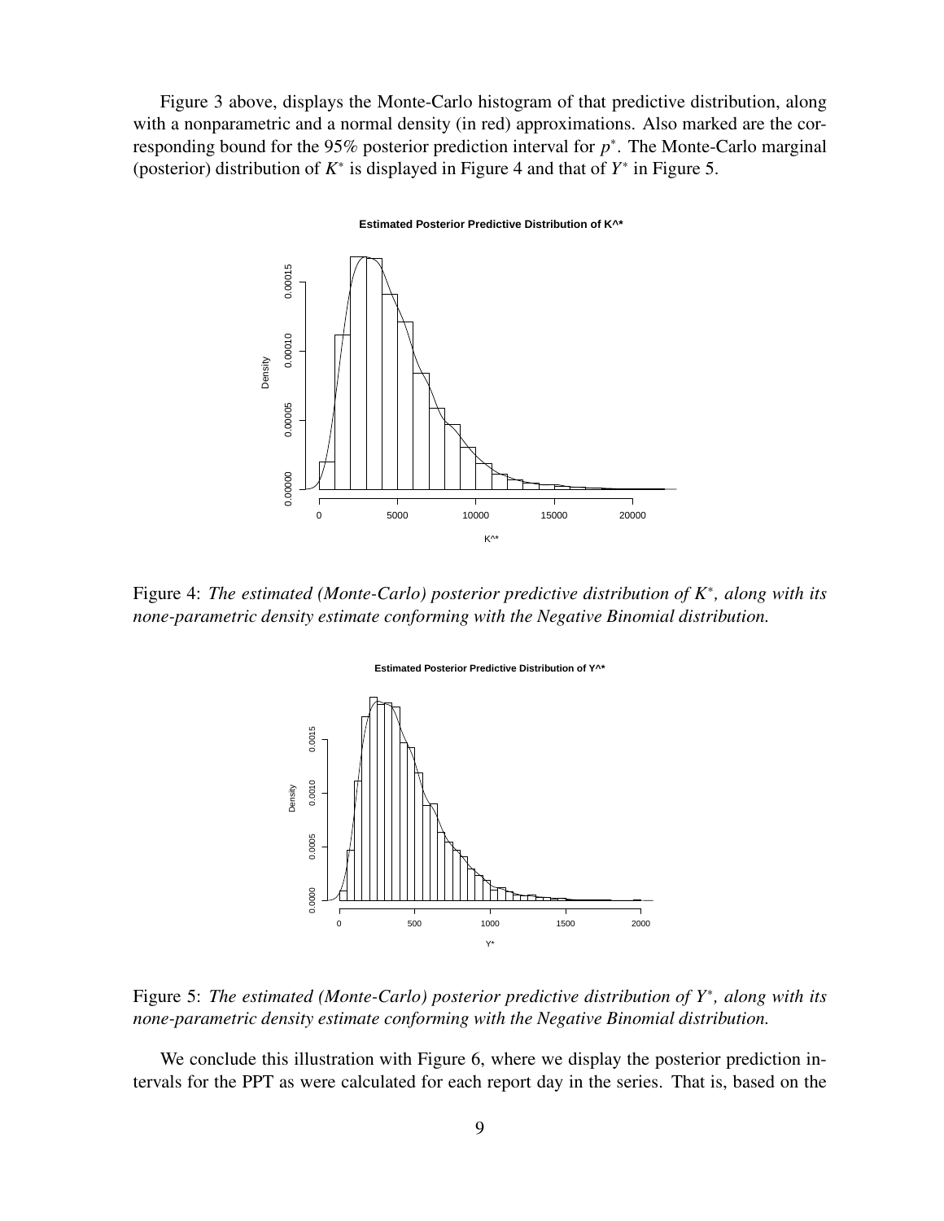Figure 3 above, displays the Monte-Carlo histogram of that predictive distribution, along with a nonparametric and a normal density (in red) approximations. Also marked are the corresponding bound for the 95% posterior prediction interval for $p^*$. The Monte-Carlo marginal (posterior) distribution of $K^*$ is displayed in Figure 4 and that of $Y^*$ in Figure 5.

Estimated Posterior Predictive Distribution of K^*

Density

0.00000
0.00005
0.00010
0.00015

0
5000
10000
15000
20000

K^*

Figure 4: *The estimated (Monte-Carlo) posterior predictive distribution of $K^*$, along with its none-parametric density estimate conforming with the Negative Binomial distribution.*

Estimated Posterior Predictive Distribution of Y^*

Density

0.0000
0.0005
0.0010
0.0015

0
500
1000
1500
2000

Y*

Figure 5: *The estimated (Monte-Carlo) posterior predictive distribution of $Y^*$, along with its none-parametric density estimate conforming with the Negative Binomial distribution.*

We conclude this illustration with Figure 6, where we display the posterior prediction intervals for the PPT as were calculated for each report day in the series. That is, based on the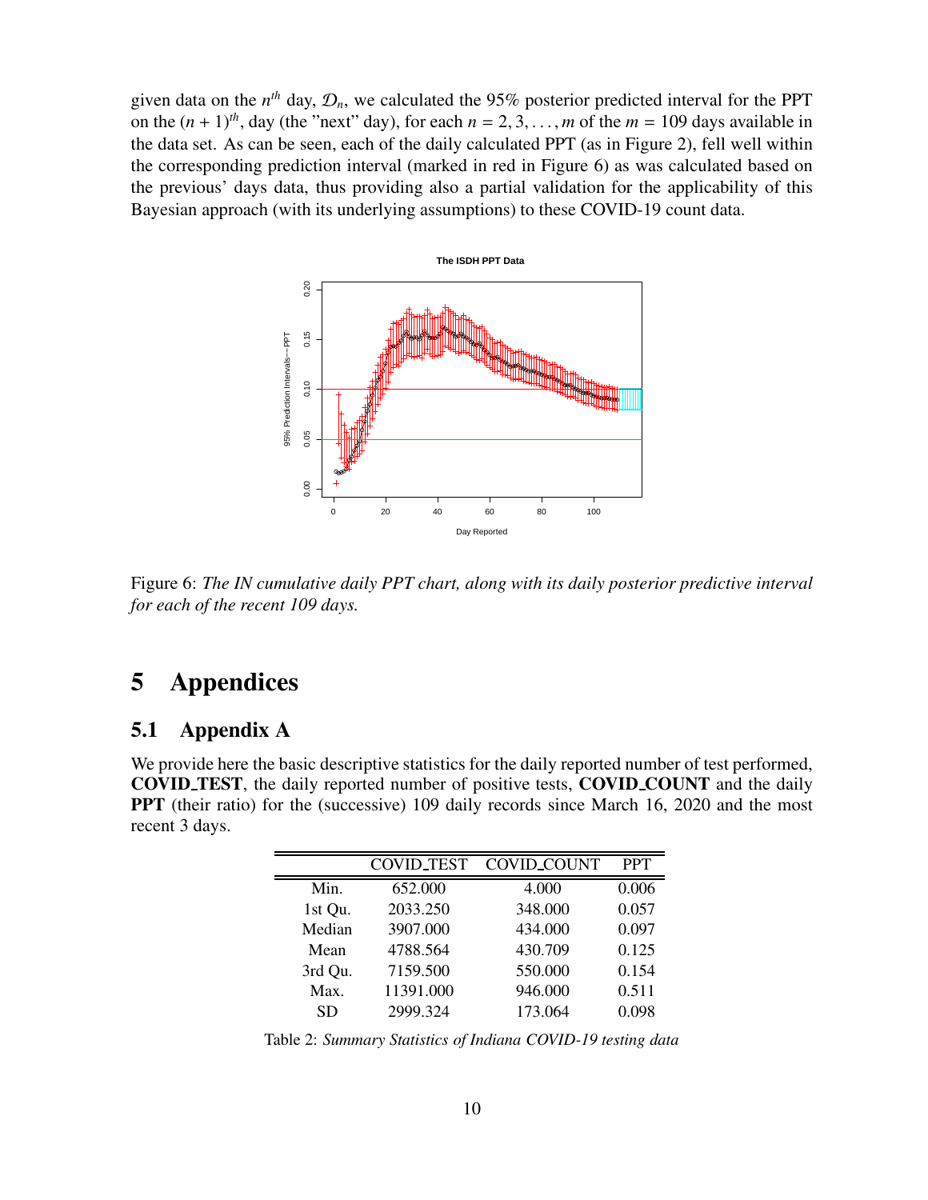given data on the $n^{th}$ day, $\mathcal{D}_n$, we calculated the 95% posterior predicted interval for the PPT on the $(n+1)^{th}$, day (the "next" day), for each $n = 2, 3, \ldots, m$ of the $m = 109$ days available in the data set. As can be seen, each of the daily calculated PPT (as in Figure 2), fell well within the corresponding prediction interval (marked in red in Figure 6) as was calculated based on the previous' days data, thus providing also a partial validation for the applicability of this Bayesian approach (with its underlying assumptions) to these COVID-19 count data.

The ISDH PPT Data

95% Prediction Intervals—PPT

0.00
0.05
0.10
0.15
0.20

0
20
40
60
80
100

Day Reported

Figure 6: *The IN cumulative daily PPT chart, along with its daily posterior predictive interval for each of the recent 109 days.*

# 5 Appendices

## 5.1 Appendix A

We provide here the basic descriptive statistics for the daily reported number of test performed, **COVID_TEST**, the daily reported number of positive tests, **COVID_COUNT** and the daily **PPT** (their ratio) for the (successive) 109 daily records since March 16, 2020 and the most recent 3 days.

| | COVID_TEST | COVID_COUNT | PPT |
|---|---|---|---|
| Min. | 652.000 | 4.000 | 0.006 |
| 1st Qu. | 2033.250 | 348.000 | 0.057 |
| Median | 3907.000 | 434.000 | 0.097 |
| Mean | 4788.564 | 430.709 | 0.125 |
| 3rd Qu. | 7159.500 | 550.000 | 0.154 |
| Max. | 11391.000 | 946.000 | 0.511 |
| SD | 2999.324 | 173.064 | 0.098 |

Table 2: *Summary Statistics of Indiana COVID-19 testing data*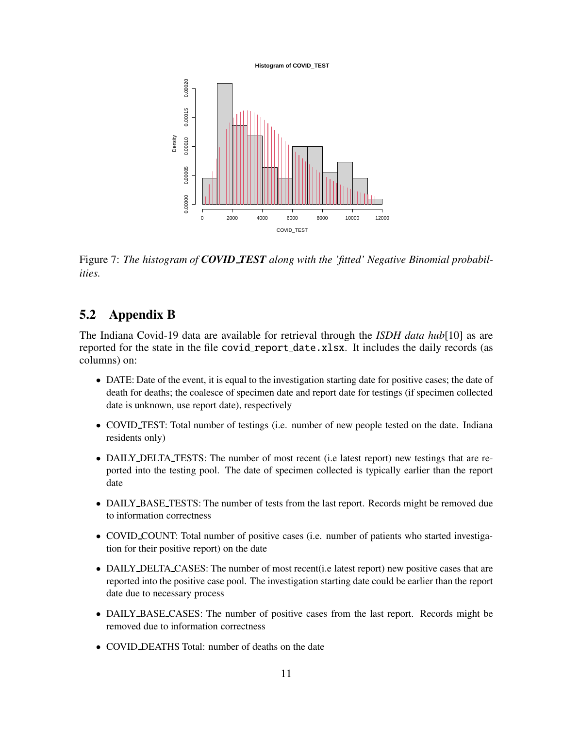Histogram of COVID_TEST

Density

0.00000
0.00005
0.00010
0.00015
0.00020

0
2000
4000
6000
8000
10000
12000

COVID_TEST

Figure 7: *The histogram of* ***COVID_TEST*** *along with the 'fitted' Negative Binomial probabilities.*

## 5.2 Appendix B

The Indiana Covid-19 data are available for retrieval through the *ISDH data hub*[10] as are reported for the state in the file `covid_report_date.xlsx`. It includes the daily records (as columns) on:

- DATE: Date of the event, it is equal to the investigation starting date for positive cases; the date of death for deaths; the coalesce of specimen date and report date for testings (if specimen collected date is unknown, use report date), respectively
- COVID_TEST: Total number of testings (i.e. number of new people tested on the date. Indiana residents only)
- DAILY_DELTA_TESTS: The number of most recent (i.e latest report) new testings that are reported into the testing pool. The date of specimen collected is typically earlier than the report date
- DAILY_BASE_TESTS: The number of tests from the last report. Records might be removed due to information correctness
- COVID_COUNT: Total number of positive cases (i.e. number of patients who started investigation for their positive report) on the date
- DAILY_DELTA_CASES: The number of most recent(i.e latest report) new positive cases that are reported into the positive case pool. The investigation starting date could be earlier than the report date due to necessary process
- DAILY_BASE_CASES: The number of positive cases from the last report. Records might be removed due to information correctness
- COVID_DEATHS Total: number of deaths on the date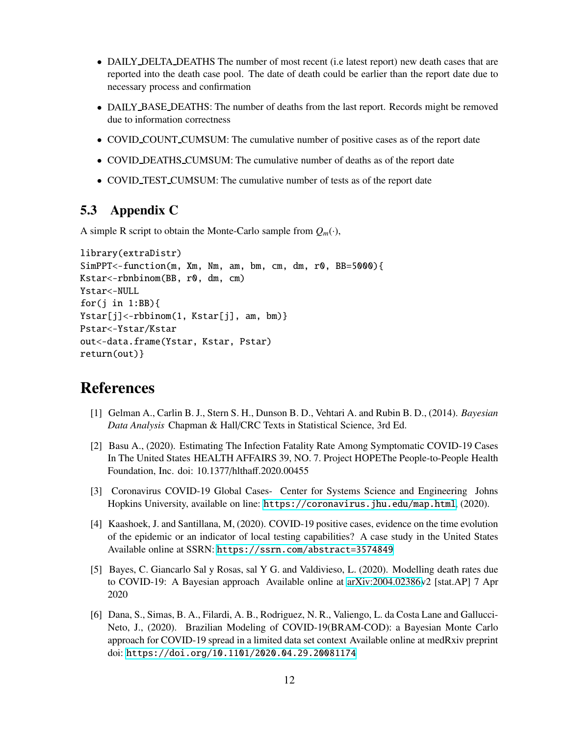- DAILY_DELTA_DEATHS The number of most recent (i.e latest report) new death cases that are reported into the death case pool. The date of death could be earlier than the report date due to necessary process and confirmation
- DAILY_BASE_DEATHS: The number of deaths from the last report. Records might be removed due to information correctness
- COVID_COUNT_CUMSUM: The cumulative number of positive cases as of the report date
- COVID_DEATHS_CUMSUM: The cumulative number of deaths as of the report date
- COVID_TEST_CUMSUM: The cumulative number of tests as of the report date

## 5.3 Appendix C

A simple R script to obtain the Monte-Carlo sample from $Q_m(\cdot)$,

```
library(extraDistr)
SimPPT<-function(m, Xm, Nm, am, bm, cm, dm, r0, BB=5000){
Kstar<-rbnbinom(BB, r0, dm, cm)
Ystar<-NULL
for(j in 1:BB){
Ystar[j]<-rbbinom(1, Kstar[j], am, bm)}
Pstar<-Ystar/Kstar
out<-data.frame(Ystar, Kstar, Pstar)
return(out)}
```

# References

[1] Gelman A., Carlin B. J., Stern S. H., Dunson B. D., Vehtari A. and Rubin B. D., (2014). *Bayesian Data Analysis* Chapman & Hall/CRC Texts in Statistical Science, 3rd Ed.

[2] Basu A., (2020). Estimating The Infection Fatality Rate Among Symptomatic COVID-19 Cases In The United States HEALTH AFFAIRS 39, NO. 7. Project HOPEThe People-to-People Health Foundation, Inc. doi: 10.1377/hlthaff.2020.00455

[3] Coronavirus COVID-19 Global Cases- Center for Systems Science and Engineering Johns Hopkins University, available on line: https://coronavirus.jhu.edu/map.html, (2020).

[4] Kaashoek, J. and Santillana, M, (2020). COVID-19 positive cases, evidence on the time evolution of the epidemic or an indicator of local testing capabilities? A case study in the United States Available online at SSRN: https://ssrn.com/abstract=3574849

[5] Bayes, C. Giancarlo Sal y Rosas, sal Y G. and Valdivieso, L. (2020). Modelling death rates due to COVID-19: A Bayesian approach Available online at arXiv:2004.02386v2 [stat.AP] 7 Apr 2020

[6] Dana, S., Simas, B. A., Filardi, A. B., Rodriguez, N. R., Valiengo, L. da Costa Lane and Gallucci-Neto, J., (2020). Brazilian Modeling of COVID-19(BRAM-COD): a Bayesian Monte Carlo approach for COVID-19 spread in a limited data set context Available online at medRxiv preprint doi: https://doi.org/10.1101/2020.04.29.20081174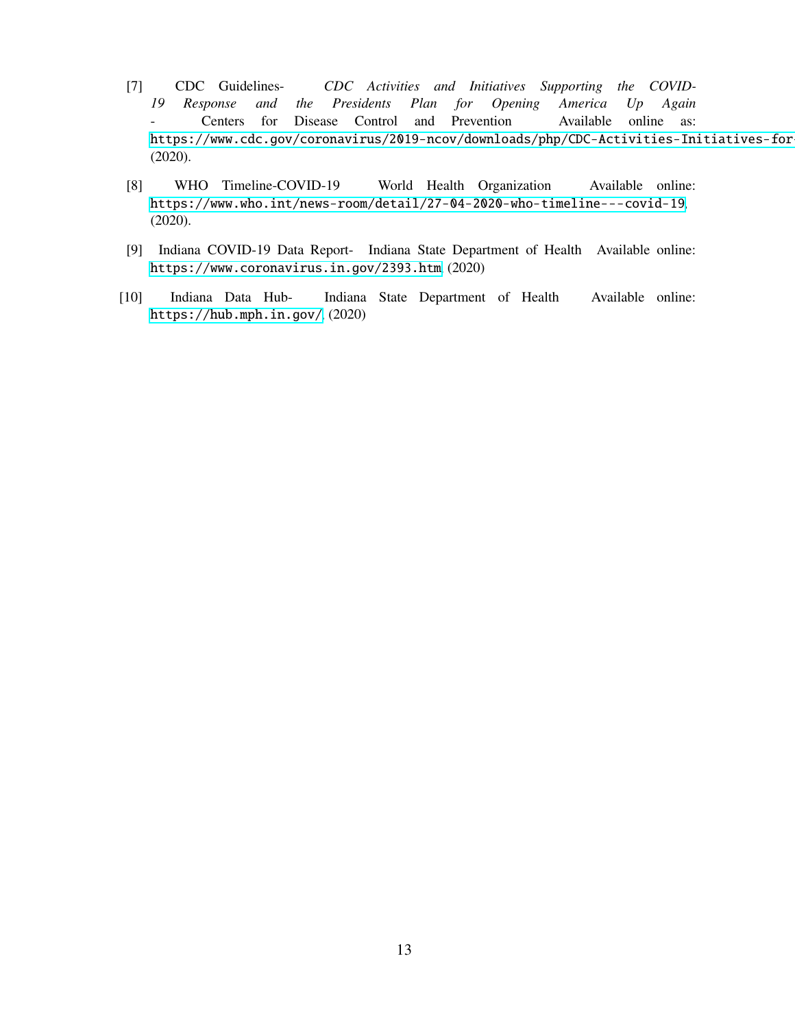[7] CDC Guidelines- *CDC Activities and Initiatives Supporting the COVID-19 Response and the Presidents Plan for Opening America Up Again* - Centers for Disease Control and Prevention Available online as: https://www.cdc.gov/coronavirus/2019-ncov/downloads/php/CDC-Activities-Initiatives-for- (2020).

[8] WHO Timeline-COVID-19 World Health Organization Available online: https://www.who.int/news-room/detail/27-04-2020-who-timeline---covid-19. (2020).

[9] Indiana COVID-19 Data Report- Indiana State Department of Health Available online: https://www.coronavirus.in.gov/2393.htm. (2020)

[10] Indiana Data Hub- Indiana State Department of Health Available online: https://hub.mph.in.gov/. (2020)